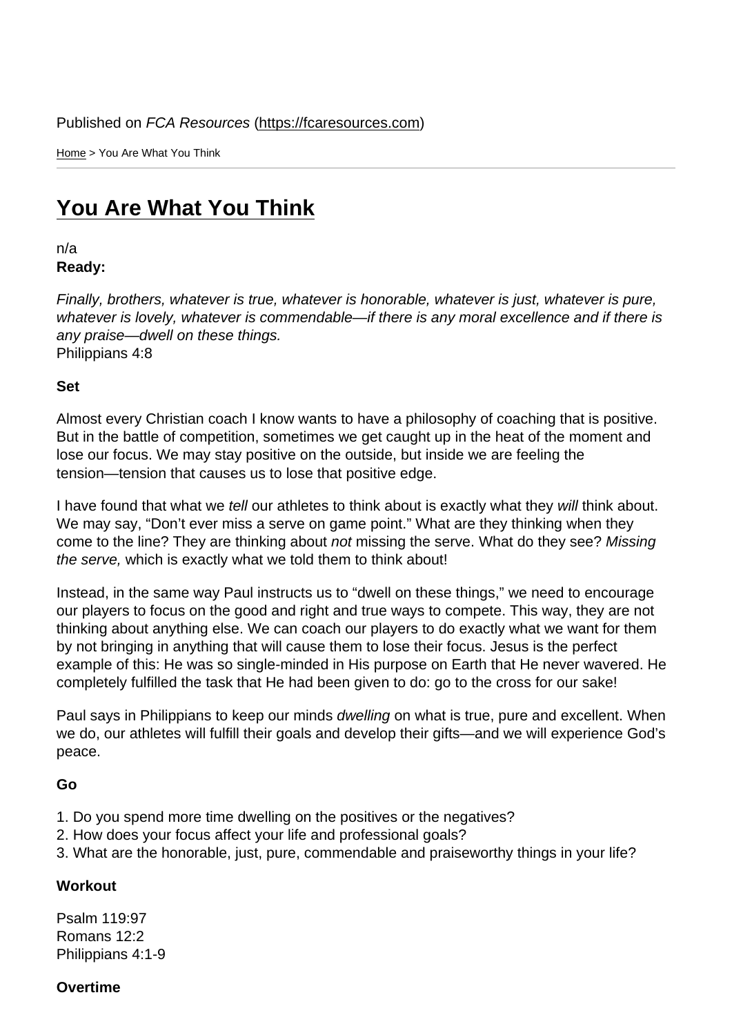Published on *FCA Resources* (https://fcaresources.com)

Home > You Are What You Think

# You Are What You Think

n/a

**Ready:**

*Finally, brothers, whatever is true, whatever is honorable, whatever is just, whatever is pure, whatever is lovely, whatever is commendable—if there is any moral excellence and if there is any praise—dwell on these things.*
Philippians 4:8

**Set**

Almost every Christian coach I know wants to have a philosophy of coaching that is positive. But in the battle of competition, sometimes we get caught up in the heat of the moment and lose our focus. We may stay positive on the outside, but inside we are feeling the tension—tension that causes us to lose that positive edge.

I have found that what we *tell* our athletes to think about is exactly what they *will* think about. We may say, "Don't ever miss a serve on game point." What are they thinking when they come to the line? They are thinking about *not* missing the serve. What do they see? *Missing the serve,* which is exactly what we told them to think about!

Instead, in the same way Paul instructs us to "dwell on these things," we need to encourage our players to focus on the good and right and true ways to compete. This way, they are not thinking about anything else. We can coach our players to do exactly what we want for them by not bringing in anything that will cause them to lose their focus. Jesus is the perfect example of this: He was so single-minded in His purpose on Earth that He never wavered. He completely fulfilled the task that He had been given to do: go to the cross for our sake!

Paul says in Philippians to keep our minds *dwelling* on what is true, pure and excellent. When we do, our athletes will fulfill their goals and develop their gifts—and we will experience God's peace.

**Go**

1. Do you spend more time dwelling on the positives or the negatives?
2. How does your focus affect your life and professional goals?
3. What are the honorable, just, pure, commendable and praiseworthy things in your life?

**Workout**

Psalm 119:97
Romans 12:2
Philippians 4:1-9

**Overtime**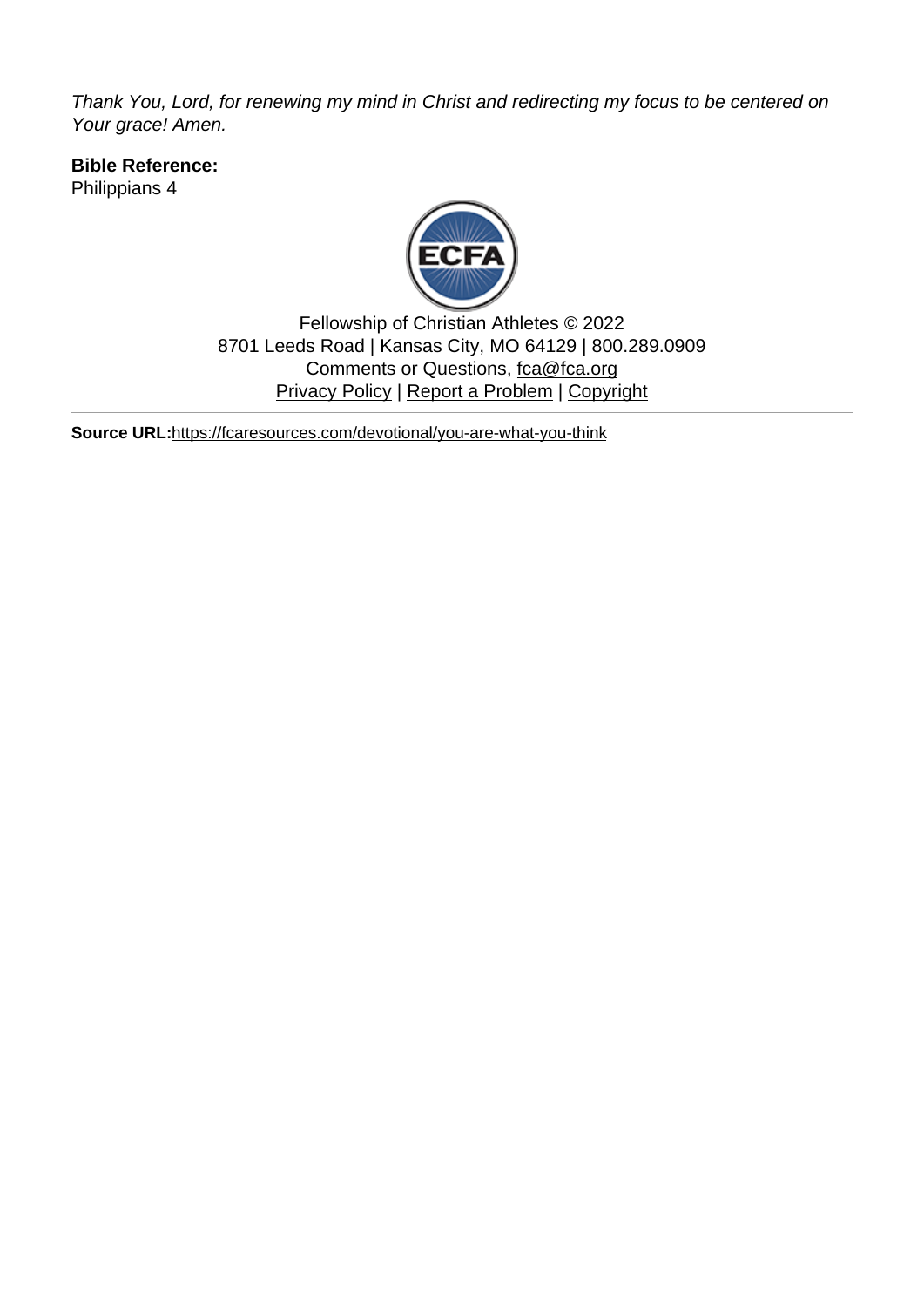*Thank You, Lord, for renewing my mind in Christ and redirecting my focus to be centered on Your grace! Amen.*

**Bible Reference:**
Philippians 4

ECFA

Fellowship of Christian Athletes © 2022
8701 Leeds Road | Kansas City, MO 64129 | 800.289.0909
Comments or Questions, fca@fca.org
Privacy Policy | Report a Problem | Copyright

---

**Source URL:**https://fcaresources.com/devotional/you-are-what-you-think